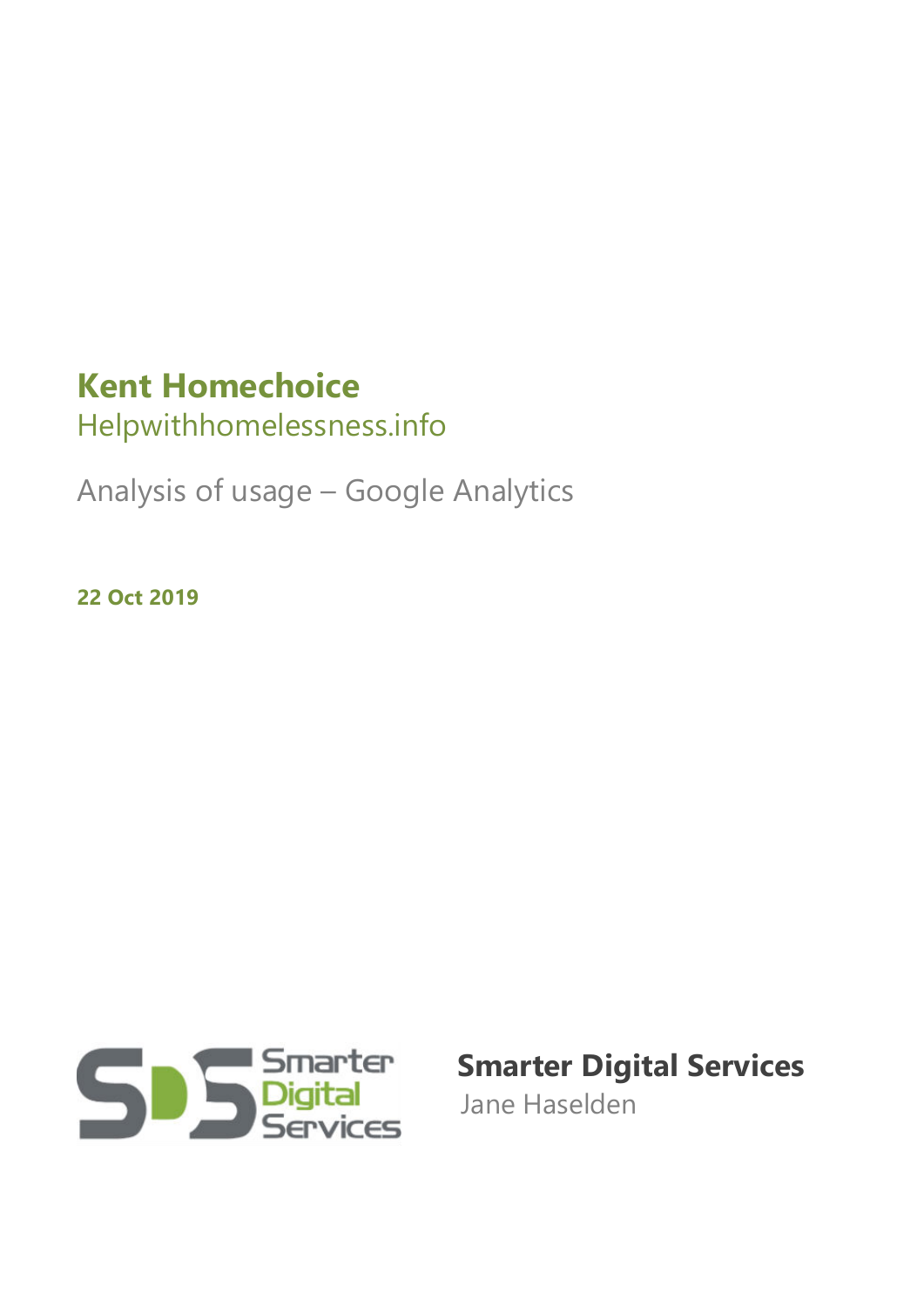# Kent Homechoice

Helpwithhomelessness.info

Analysis of usage – Google Analytics

**22 Oct 2019**

Smarter Digital Services

**Smarter Digital Services**

Jane Haselden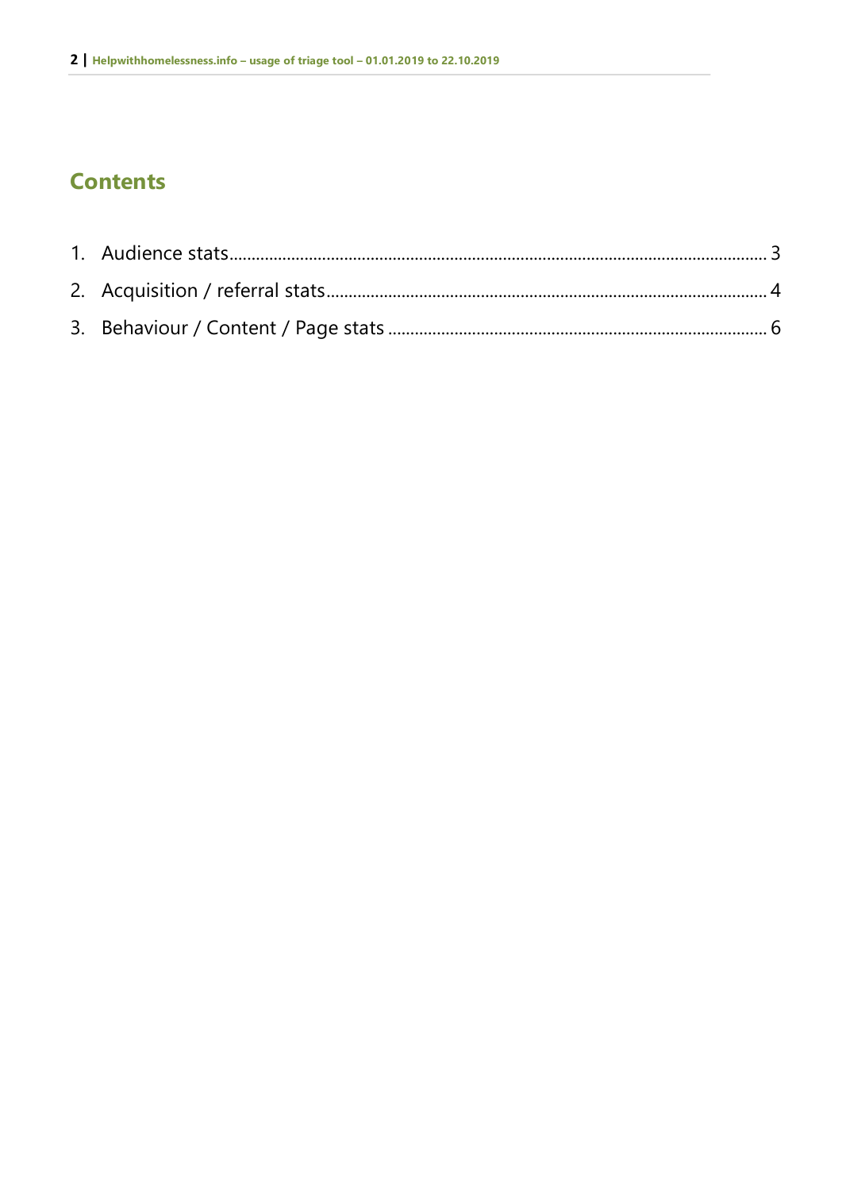## Contents

1. Audience stats ........................................................................................................................ 3
2. Acquisition / referral stats ................................................................................................... 4
3. Behaviour / Content / Page stats ....................................................................................... 6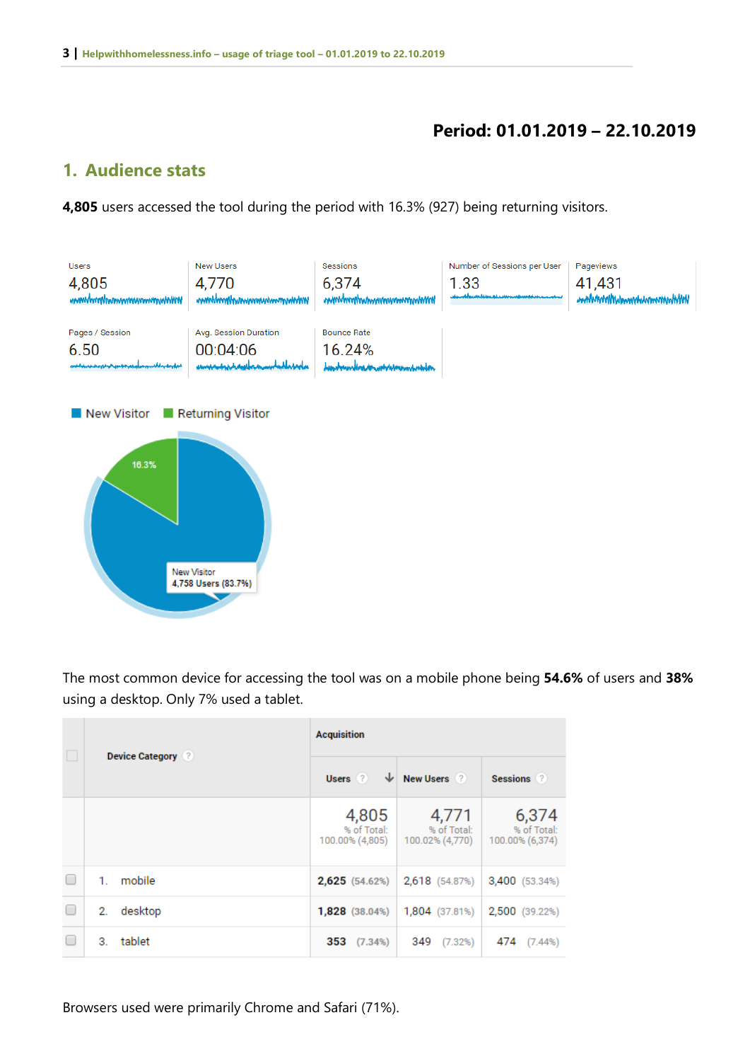**Period: 01.01.2019 – 22.10.2019**

## 1. Audience stats

**4,805** users accessed the tool during the period with 16.3% (927) being returning visitors.

| Users | New Users | Sessions | Number of Sessions per User | Pageviews |
|---|---|---|---|---|
| 4,805 | 4,770 | 6,374 | 1.33 | 41,431 |

| Pages / Session | Avg. Session Duration | Bounce Rate |
|---|---|---|
| 6.50 | 00:04:06 | 16.24% |

New Visitor · Returning Visitor

16.3%

New Visitor
4,758 Users (83.7%)

The most common device for accessing the tool was on a mobile phone being **54.6%** of users and **38%** using a desktop. Only 7% used a tablet.

| Device Category | Acquisition | | |
|---|---|---|---|
| | Users | New Users | Sessions |
| | 4,805 % of Total: 100.00% (4,805) | 4,771 % of Total: 100.02% (4,770) | 6,374 % of Total: 100.00% (6,374) |
| 1. mobile | **2,625** (54.62%) | 2,618 (54.87%) | 3,400 (53.34%) |
| 2. desktop | **1,828** (38.04%) | 1,804 (37.81%) | 2,500 (39.22%) |
| 3. tablet | **353** (7.34%) | 349 (7.32%) | 474 (7.44%) |

Browsers used were primarily Chrome and Safari (71%).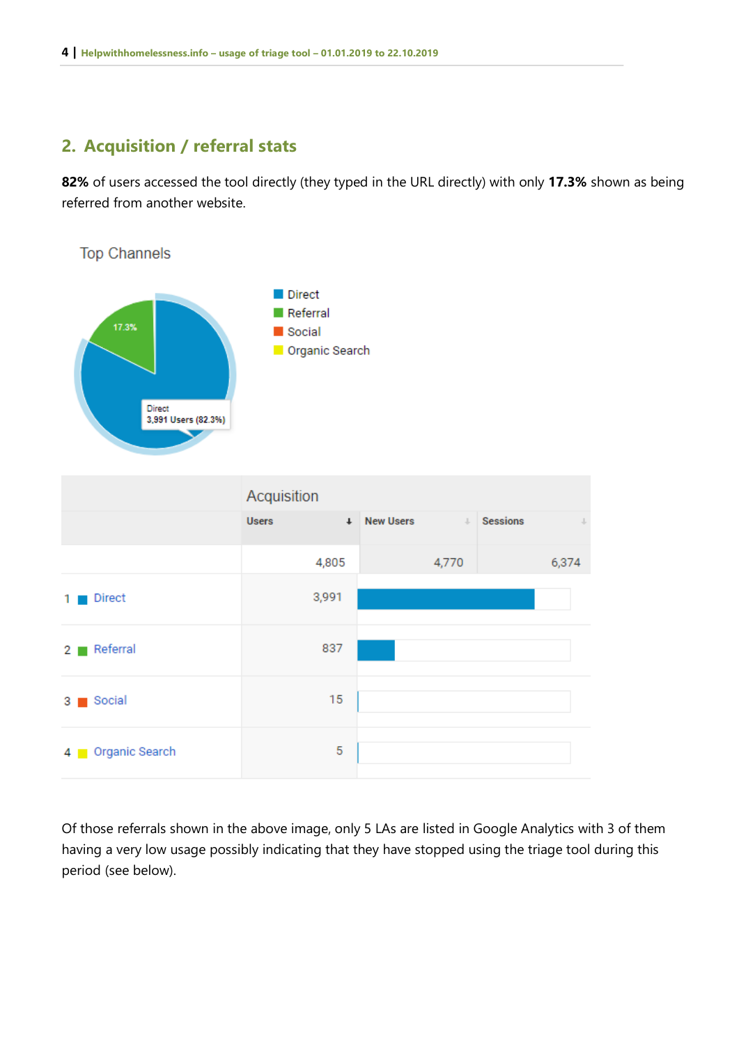## 2. Acquisition / referral stats

**82%** of users accessed the tool directly (they typed in the URL directly) with only **17.3%** shown as being referred from another website.

Top Channels

- Direct
- Referral
- Social
- Organic Search

17.3%

Direct
3,991 Users (82.3%)

| | Acquisition | | |
|---|---|---|---|
| | Users | New Users | Sessions |
| | 4,805 | 4,770 | 6,374 |
| 1 Direct | 3,991 | | |
| 2 Referral | 837 | | |
| 3 Social | 15 | | |
| 4 Organic Search | 5 | | |

Of those referrals shown in the above image, only 5 LAs are listed in Google Analytics with 3 of them having a very low usage possibly indicating that they have stopped using the triage tool during this period (see below).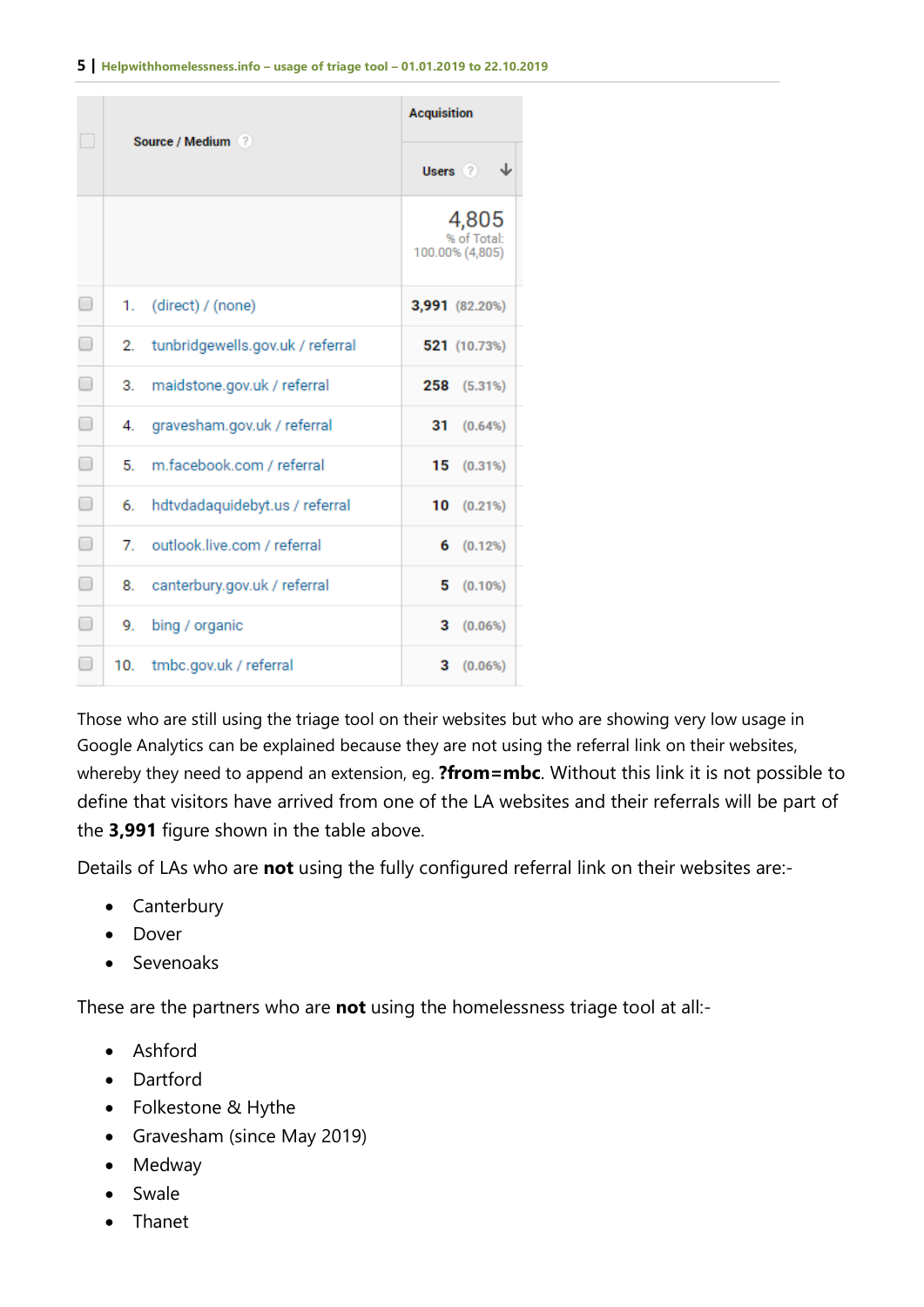| | Source / Medium | Acquisition |
|---|---|---|
| | | Users |
| | | 4,805 % of Total: 100.00% (4,805) |
| 1. | (direct) / (none) | 3,991 (82.20%) |
| 2. | tunbridgewells.gov.uk / referral | 521 (10.73%) |
| 3. | maidstone.gov.uk / referral | 258 (5.31%) |
| 4. | gravesham.gov.uk / referral | 31 (0.64%) |
| 5. | m.facebook.com / referral | 15 (0.31%) |
| 6. | hdtvdadaquidebyt.us / referral | 10 (0.21%) |
| 7. | outlook.live.com / referral | 6 (0.12%) |
| 8. | canterbury.gov.uk / referral | 5 (0.10%) |
| 9. | bing / organic | 3 (0.06%) |
| 10. | tmbc.gov.uk / referral | 3 (0.06%) |

Those who are still using the triage tool on their websites but who are showing very low usage in Google Analytics can be explained because they are not using the referral link on their websites, whereby they need to append an extension, eg. **?from=mbc**. Without this link it is not possible to define that visitors have arrived from one of the LA websites and their referrals will be part of the **3,991** figure shown in the table above.

Details of LAs who are **not** using the fully configured referral link on their websites are:-

- Canterbury
- Dover
- Sevenoaks

These are the partners who are **not** using the homelessness triage tool at all:-

- Ashford
- Dartford
- Folkestone & Hythe
- Gravesham (since May 2019)
- Medway
- Swale
- Thanet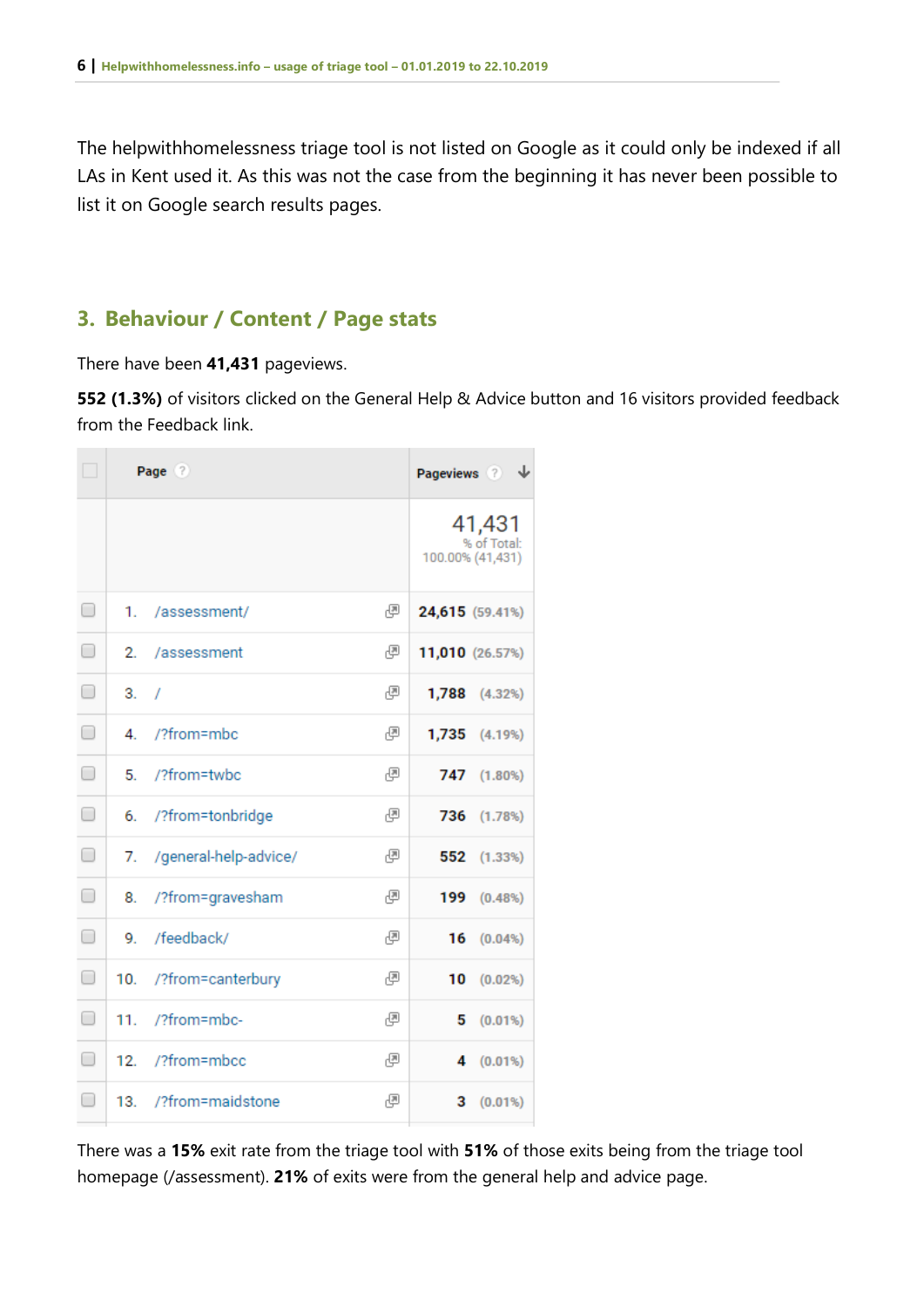The helpwithhomelessness triage tool is not listed on Google as it could only be indexed if all LAs in Kent used it. As this was not the case from the beginning it has never been possible to list it on Google search results pages.

## 3. Behaviour / Content / Page stats

There have been **41,431** pageviews.

**552 (1.3%)** of visitors clicked on the General Help & Advice button and 16 visitors provided feedback from the Feedback link.

| | Page | Pageviews |
|---|---|---|
| | | 41,431 % of Total: 100.00% (41,431) |
| 1. | /assessment/ | 24,615 (59.41%) |
| 2. | /assessment | 11,010 (26.57%) |
| 3. | / | 1,788 (4.32%) |
| 4. | /?from=mbc | 1,735 (4.19%) |
| 5. | /?from=twbc | 747 (1.80%) |
| 6. | /?from=tonbridge | 736 (1.78%) |
| 7. | /general-help-advice/ | 552 (1.33%) |
| 8. | /?from=gravesham | 199 (0.48%) |
| 9. | /feedback/ | 16 (0.04%) |
| 10. | /?from=canterbury | 10 (0.02%) |
| 11. | /?from=mbc- | 5 (0.01%) |
| 12. | /?from=mbcc | 4 (0.01%) |
| 13. | /?from=maidstone | 3 (0.01%) |

There was a **15%** exit rate from the triage tool with **51%** of those exits being from the triage tool homepage (/assessment). **21%** of exits were from the general help and advice page.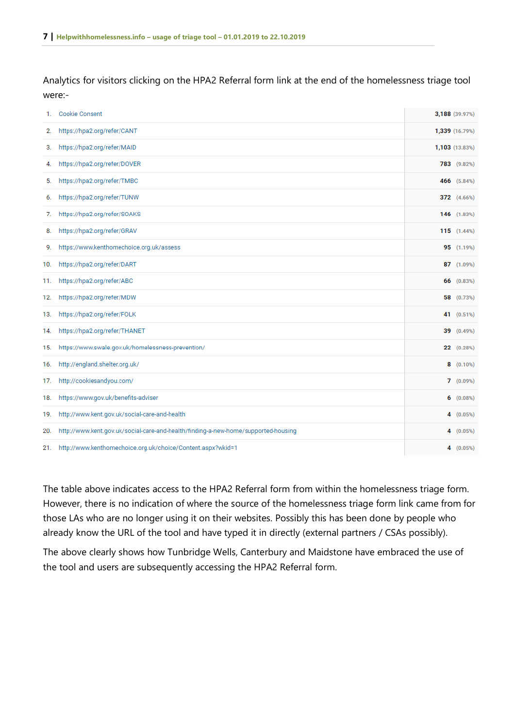Analytics for visitors clicking on the HPA2 Referral form link at the end of the homelessness triage tool were:-

| | Page | Visitors |
|---|---|---|
| 1. | Cookie Consent | 3,188 (39.97%) |
| 2. | https://hpa2.org/refer/CANT | 1,339 (16.79%) |
| 3. | https://hpa2.org/refer/MAID | 1,103 (13.83%) |
| 4. | https://hpa2.org/refer/DOVER | 783 (9.82%) |
| 5. | https://hpa2.org/refer/TMBC | 466 (5.84%) |
| 6. | https://hpa2.org/refer/TUNW | 372 (4.66%) |
| 7. | https://hpa2.org/refer/SOAKS | 146 (1.83%) |
| 8. | https://hpa2.org/refer/GRAV | 115 (1.44%) |
| 9. | https://www.kenthomechoice.org.uk/assess | 95 (1.19%) |
| 10. | https://hpa2.org/refer/DART | 87 (1.09%) |
| 11. | https://hpa2.org/refer/ABC | 66 (0.83%) |
| 12. | https://hpa2.org/refer/MDW | 58 (0.73%) |
| 13. | https://hpa2.org/refer/FOLK | 41 (0.51%) |
| 14. | https://hpa2.org/refer/THANET | 39 (0.49%) |
| 15. | https://www.swale.gov.uk/homelessness-prevention/ | 22 (0.28%) |
| 16. | http://england.shelter.org.uk/ | 8 (0.10%) |
| 17. | http://cookiesandyou.com/ | 7 (0.09%) |
| 18. | https://www.gov.uk/benefits-adviser | 6 (0.08%) |
| 19. | http://www.kent.gov.uk/social-care-and-health | 4 (0.05%) |
| 20. | http://www.kent.gov.uk/social-care-and-health/finding-a-new-home/supported-housing | 4 (0.05%) |
| 21. | http://www.kenthomechoice.org.uk/choice/Content.aspx?wkid=1 | 4 (0.05%) |

The table above indicates access to the HPA2 Referral form from within the homelessness triage form. However, there is no indication of where the source of the homelessness triage form link came from for those LAs who are no longer using it on their websites. Possibly this has been done by people who already know the URL of the tool and have typed it in directly (external partners / CSAs possibly).

The above clearly shows how Tunbridge Wells, Canterbury and Maidstone have embraced the use of the tool and users are subsequently accessing the HPA2 Referral form.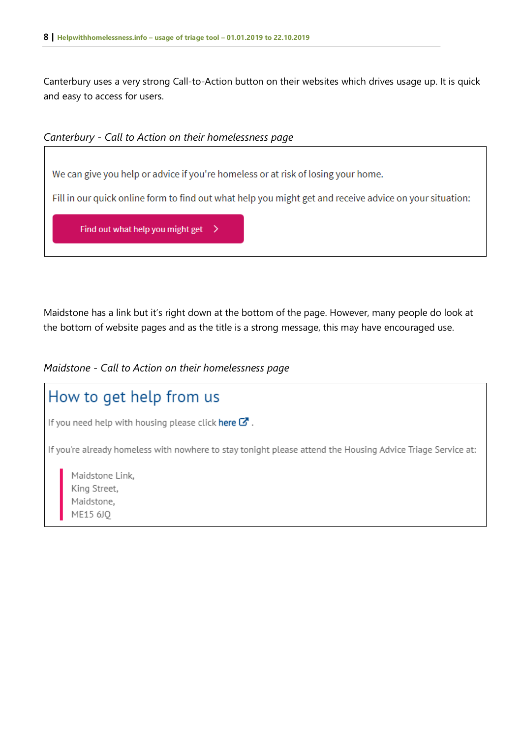Canterbury uses a very strong Call-to-Action button on their websites which drives usage up. It is quick and easy to access for users.

*Canterbury - Call to Action on their homelessness page*

> We can give you help or advice if you're homeless or at risk of losing your home.
>
> Fill in our quick online form to find out what help you might get and receive advice on your situation:
>
> **Find out what help you might get >**

Maidstone has a link but it's right down at the bottom of the page. However, many people do look at the bottom of website pages and as the title is a strong message, this may have encouraged use.

*Maidstone - Call to Action on their homelessness page*

> ## How to get help from us
>
> If you need help with housing please click **here** .
>
> If you're already homeless with nowhere to stay tonight please attend the Housing Advice Triage Service at:
>
> Maidstone Link,
> King Street,
> Maidstone,
> ME15 6JQ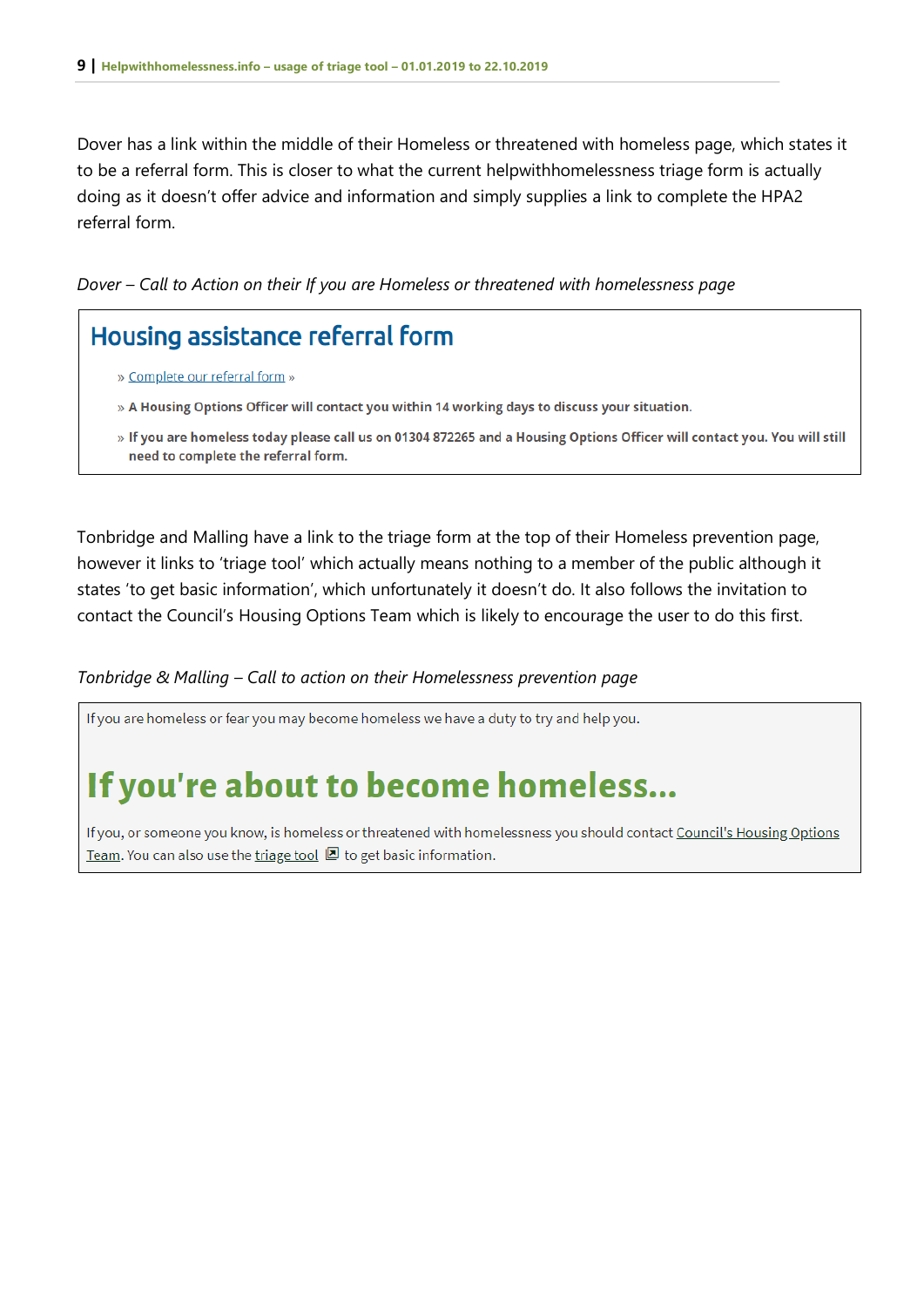Dover has a link within the middle of their Homeless or threatened with homeless page, which states it to be a referral form. This is closer to what the current helpwithhomelessness triage form is actually doing as it doesn't offer advice and information and simply supplies a link to complete the HPA2 referral form.

*Dover – Call to Action on their If you are Homeless or threatened with homelessness page*

> ## Housing assistance referral form
>
> » Complete our referral form »
>
> » **A Housing Options Officer will contact you within 14 working days to discuss your situation.**
>
> » **If you are homeless today please call us on 01304 872265 and a Housing Options Officer will contact you. You will still need to complete the referral form.**

Tonbridge and Malling have a link to the triage form at the top of their Homeless prevention page, however it links to 'triage tool' which actually means nothing to a member of the public although it states 'to get basic information', which unfortunately it doesn't do. It also follows the invitation to contact the Council's Housing Options Team which is likely to encourage the user to do this first.

*Tonbridge & Malling – Call to action on their Homelessness prevention page*

> If you are homeless or fear you may become homeless we have a duty to try and help you.
>
> ## If you're about to become homeless...
>
> If you, or someone you know, is homeless or threatened with homelessness you should contact Council's Housing Options Team. You can also use the triage tool to get basic information.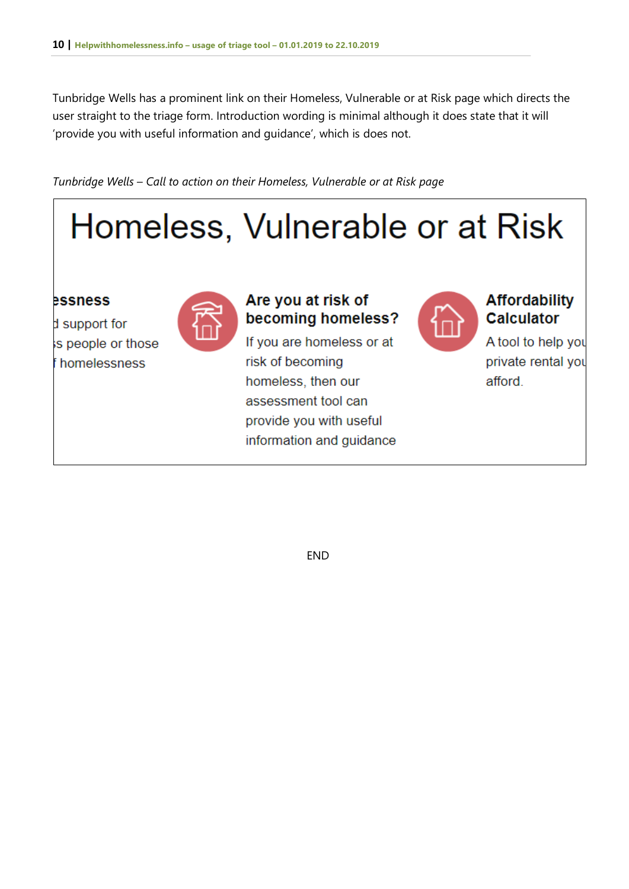Tunbridge Wells has a prominent link on their Homeless, Vulnerable or at Risk page which directs the user straight to the triage form. Introduction wording is minimal although it does state that it will 'provide you with useful information and guidance', which is does not.

*Tunbridge Wells – Call to action on their Homeless, Vulnerable or at Risk page*

Homeless, Vulnerable or at Risk

**essness**

d support for
s people or those
f homelessness

**Are you at risk of becoming homeless?**

If you are homeless or at risk of becoming homeless, then our assessment tool can provide you with useful information and guidance

**Affordability Calculator**

A tool to help you
private rental you
afford.

END